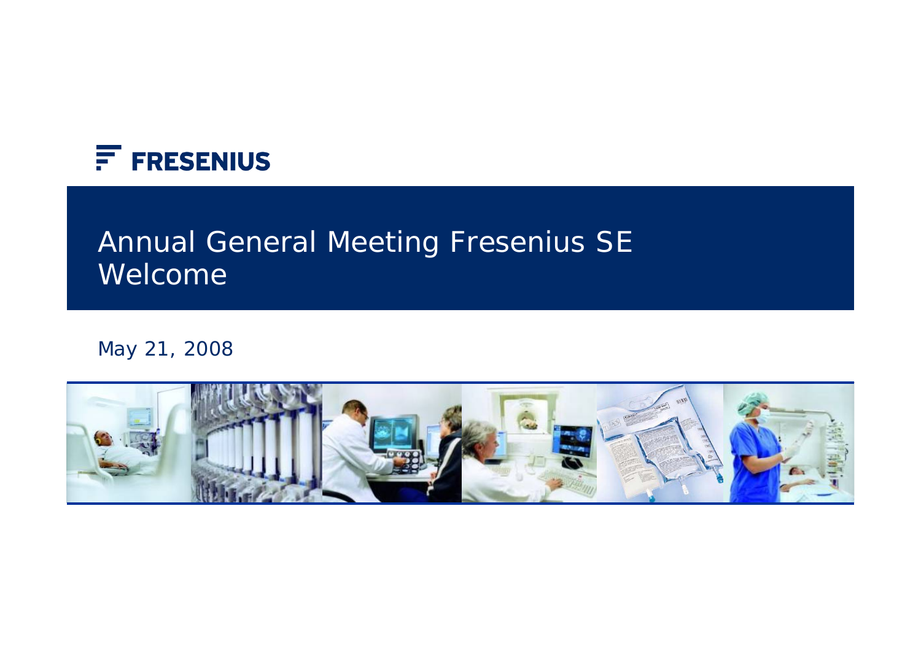FRESENIUS

# Annual General Meeting Fresenius SE
Welcome

May 21, 2008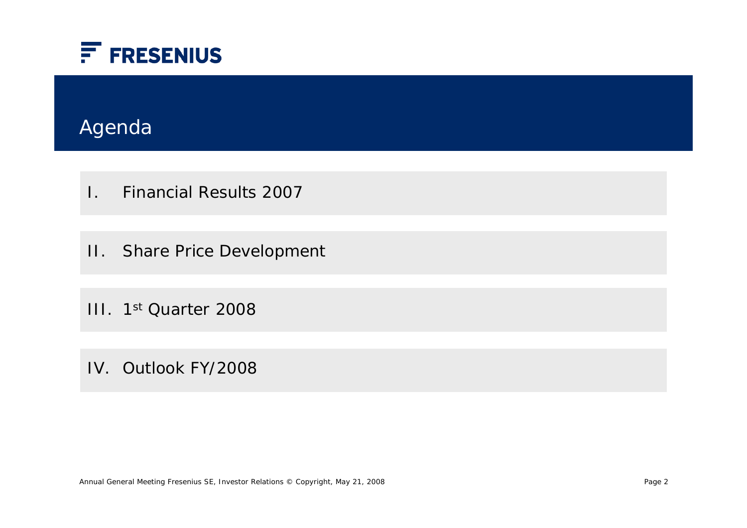# Agenda

I. Financial Results 2007

II. Share Price Development

III. 1st Quarter 2008

IV. Outlook FY/2008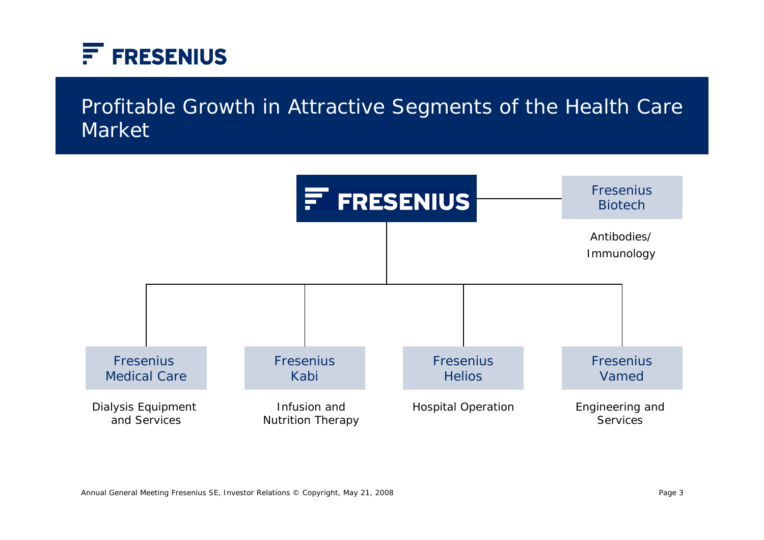# Profitable Growth in Attractive Segments of the Health Care Market

**FRESENIUS**

- **Fresenius Biotech** — Antibodies/ Immunology
- **Fresenius Medical Care** — Dialysis Equipment and Services
- **Fresenius Kabi** — Infusion and Nutrition Therapy
- **Fresenius Helios** — Hospital Operation
- **Fresenius Vamed** — Engineering and Services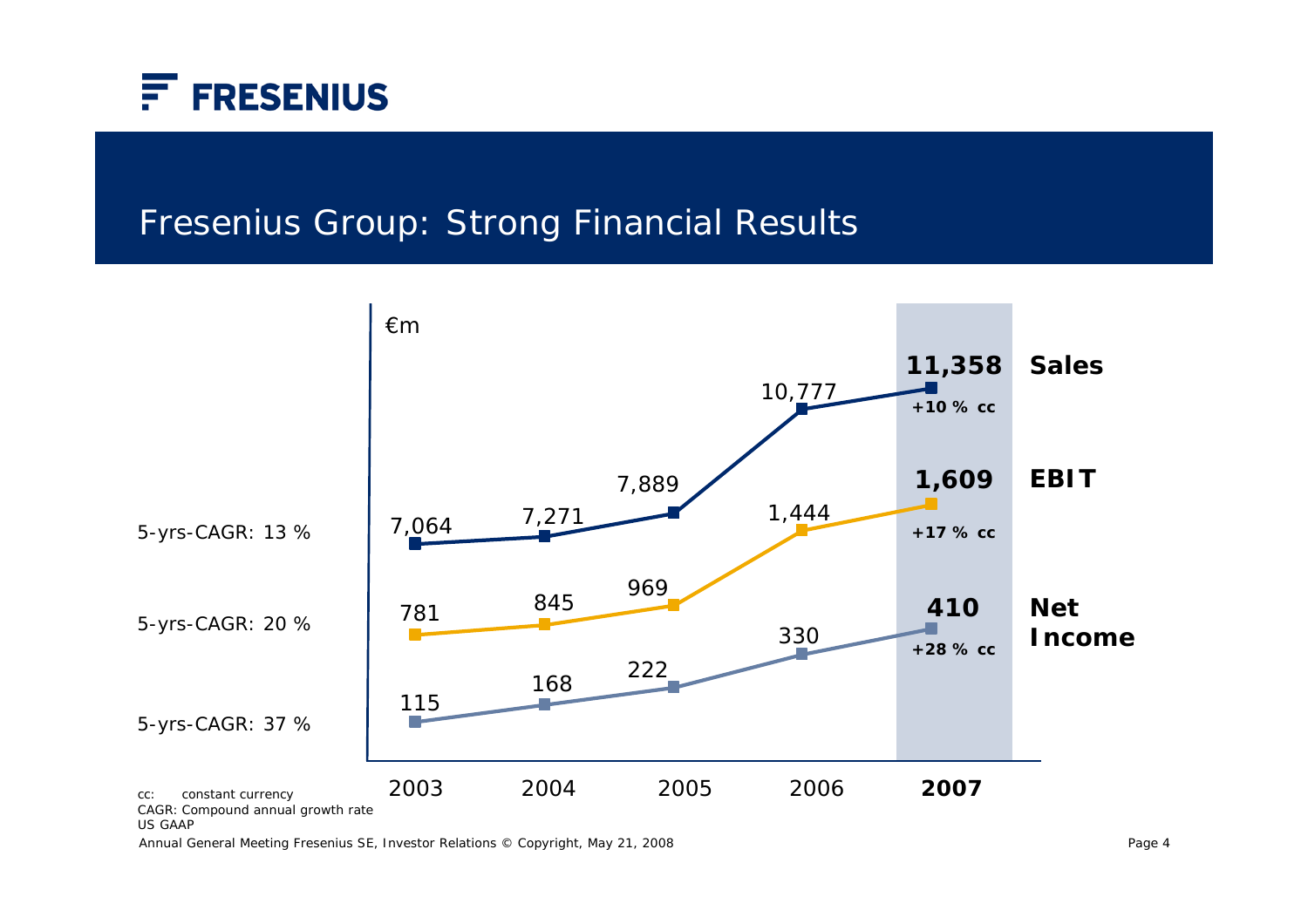# Fresenius Group: Strong Financial Results

€m

| | 2003 | 2004 | 2005 | 2006 | **2007** | |
|---|---|---|---|---|---|---|
| **Sales** (5-yrs-CAGR: 13 %) | 7,064 | 7,271 | 7,889 | 10,777 | **11,358** | **+10 % cc** |
| **EBIT** (5-yrs-CAGR: 20 %) | 781 | 845 | 969 | 1,444 | **1,609** | **+17 % cc** |
| **Net Income** (5-yrs-CAGR: 37 %) | 115 | 168 | 222 | 330 | **410** | **+28 % cc** |

cc: constant currency
CAGR: Compound annual growth rate
US GAAP

Annual General Meeting Fresenius SE, Investor Relations © Copyright, May 21, 2008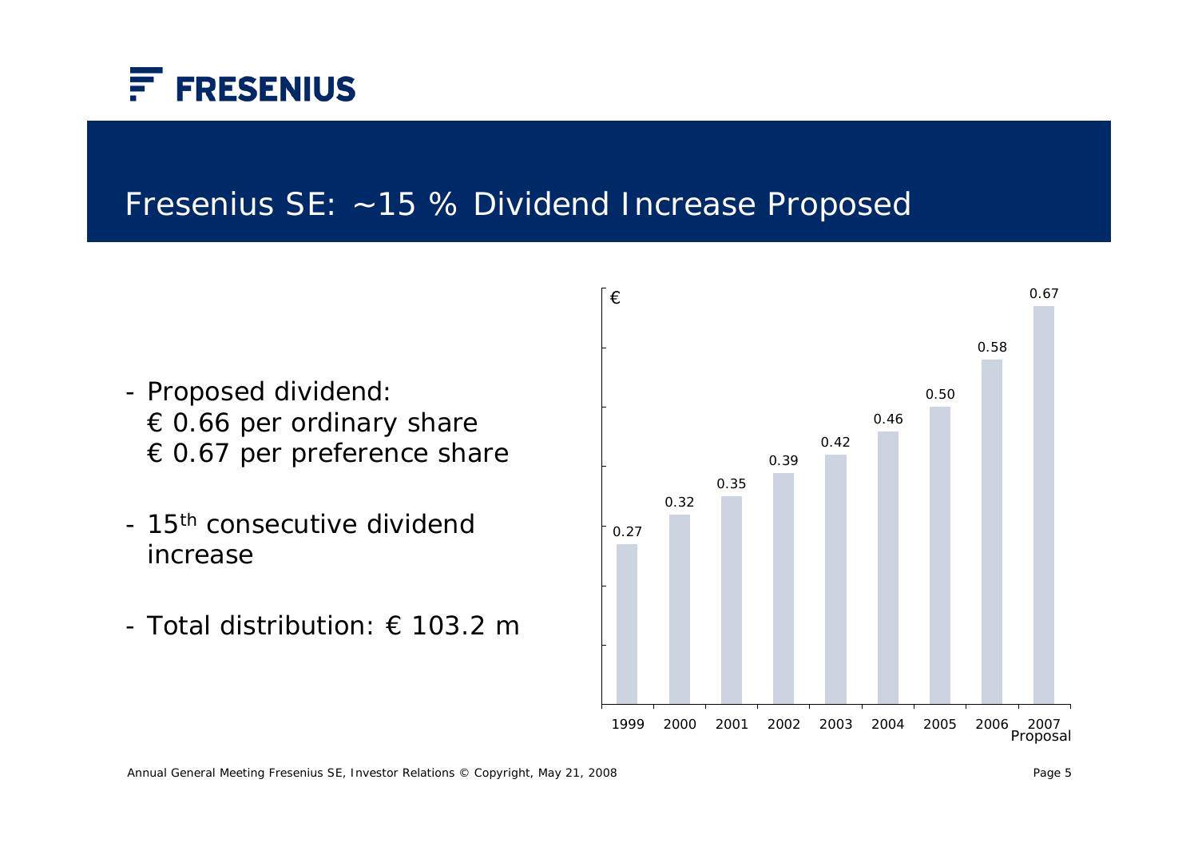# Fresenius SE: ~15 % Dividend Increase Proposed

- Proposed dividend:
  € 0.66 per ordinary share
  € 0.67 per preference share
- 15th consecutive dividend increase
- Total distribution: € 103.2 m

| Year | € |
|---|---|
| 1999 | 0.27 |
| 2000 | 0.32 |
| 2001 | 0.35 |
| 2002 | 0.39 |
| 2003 | 0.42 |
| 2004 | 0.46 |
| 2005 | 0.50 |
| 2006 | 0.58 |
| 2007 Proposal | 0.67 |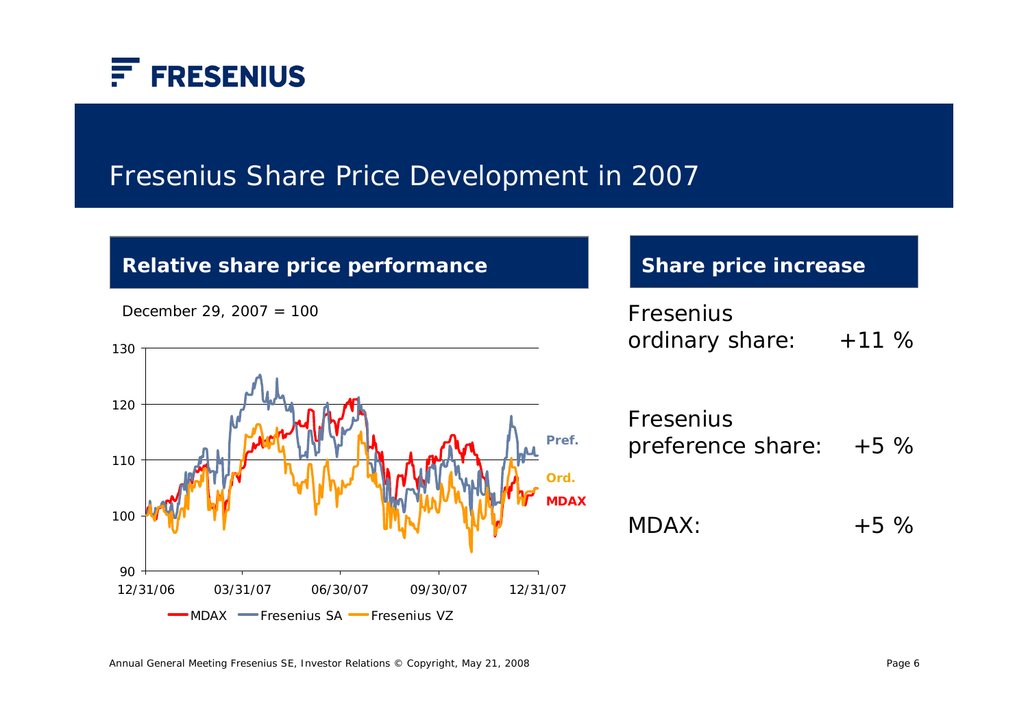# Fresenius Share Price Development in 2007

## Relative share price performance

December 29, 2007 = 100

Pref.

Ord.

MDAX

12/31/06 | 03/31/07 | 06/30/07 | 09/30/07 | 12/31/07

MDAX | Fresenius SA | Fresenius VZ

## Share price increase

| | |
|---|---|
| Fresenius ordinary share: | +11 % |
| Fresenius preference share: | +5 % |
| MDAX: | +5 % |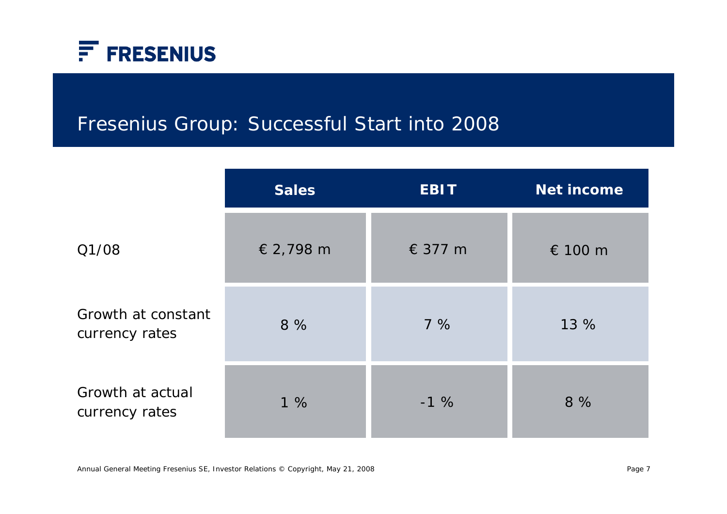# Fresenius Group: Successful Start into 2008

| | Sales | EBIT | Net income |
|---|---|---|---|
| Q1/08 | € 2,798 m | € 377 m | € 100 m |
| Growth at constant currency rates | 8 % | 7 % | 13 % |
| Growth at actual currency rates | 1 % | -1 % | 8 % |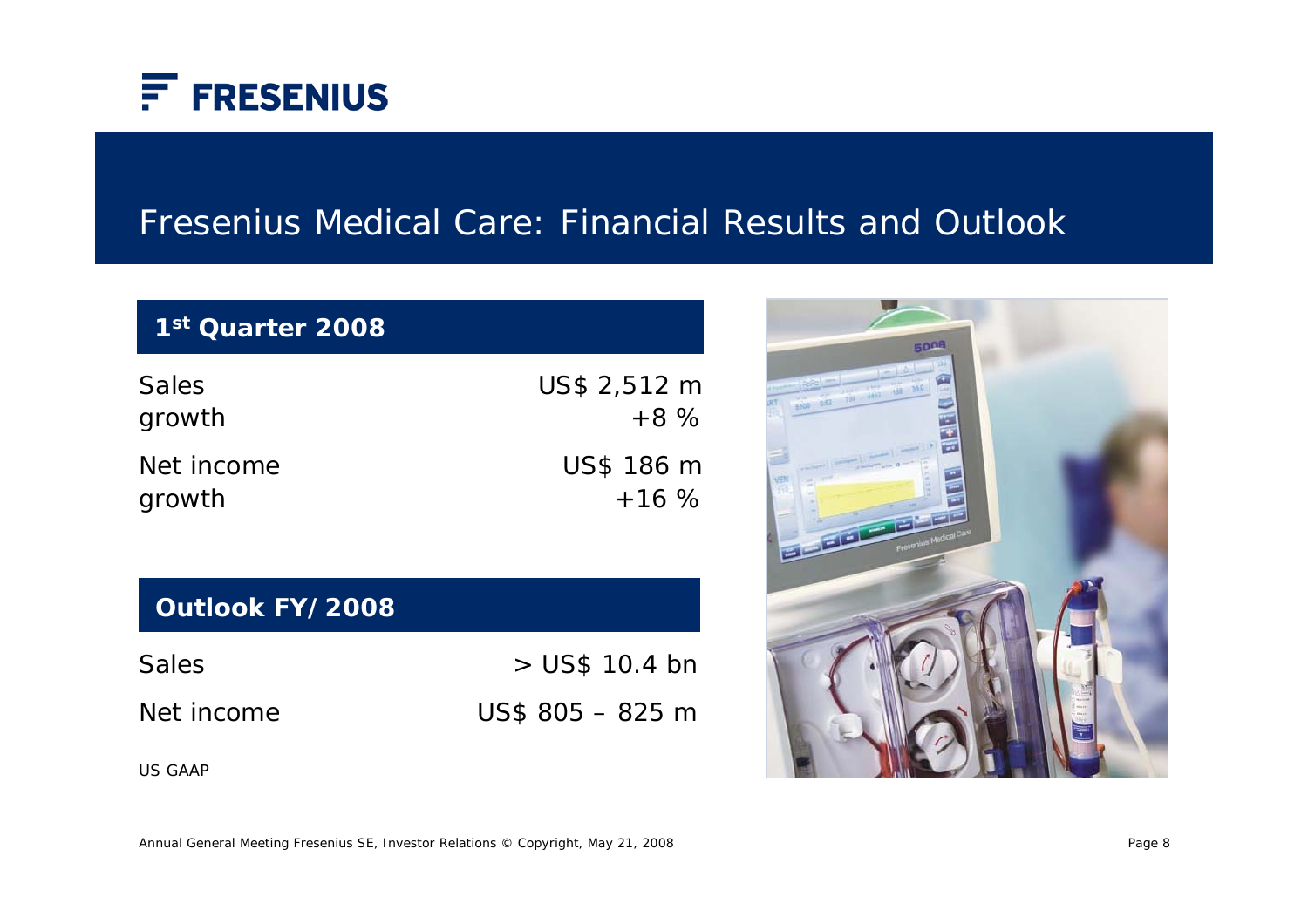# Fresenius Medical Care: Financial Results and Outlook

## 1st Quarter 2008

| | |
|---|---|
| Sales | US$ 2,512 m |
| growth | +8 % |
| Net income | US$ 186 m |
| growth | +16 % |

## Outlook FY/2008

| | |
|---|---|
| Sales | > US$ 10.4 bn |
| Net income | US$ 805 – 825 m |

US GAAP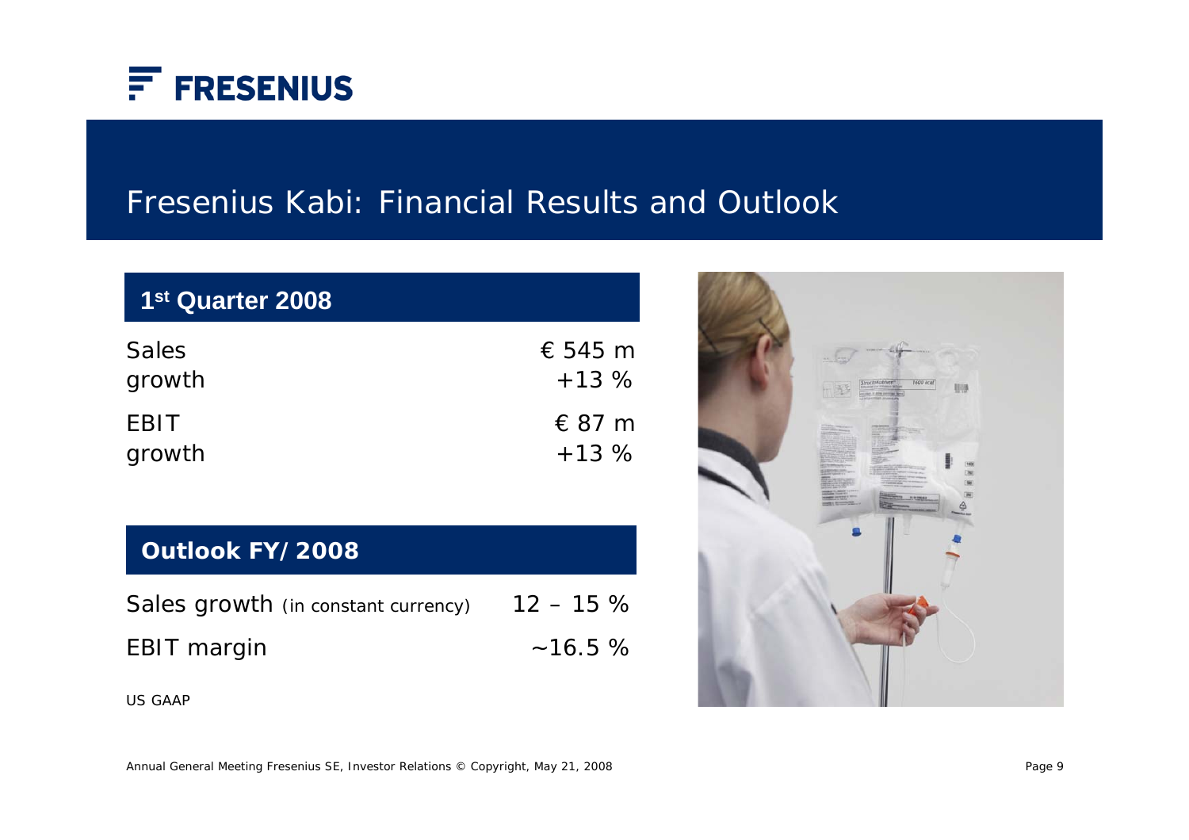# Fresenius Kabi: Financial Results and Outlook

| 1st Quarter 2008 | |
|---|---|
| Sales | € 545 m |
| growth | +13 % |
| EBIT | € 87 m |
| growth | +13 % |

| Outlook FY/2008 | |
|---|---|
| Sales growth (in constant currency) | 12 – 15 % |
| EBIT margin | ~16.5 % |

US GAAP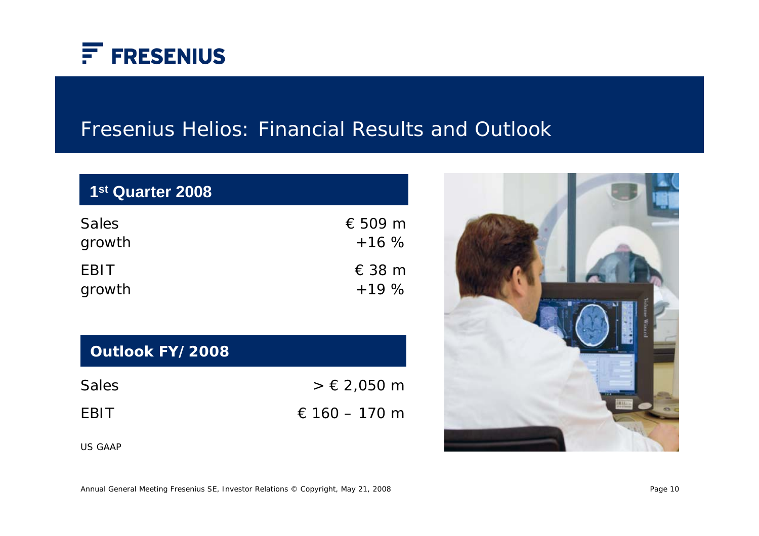# Fresenius Helios: Financial Results and Outlook

## 1st Quarter 2008

| | |
|---|---|
| Sales | € 509 m |
| growth | +16 % |
| EBIT | € 38 m |
| growth | +19 % |

## Outlook FY/2008

| | |
|---|---|
| Sales | > € 2,050 m |
| EBIT | € 160 – 170 m |

US GAAP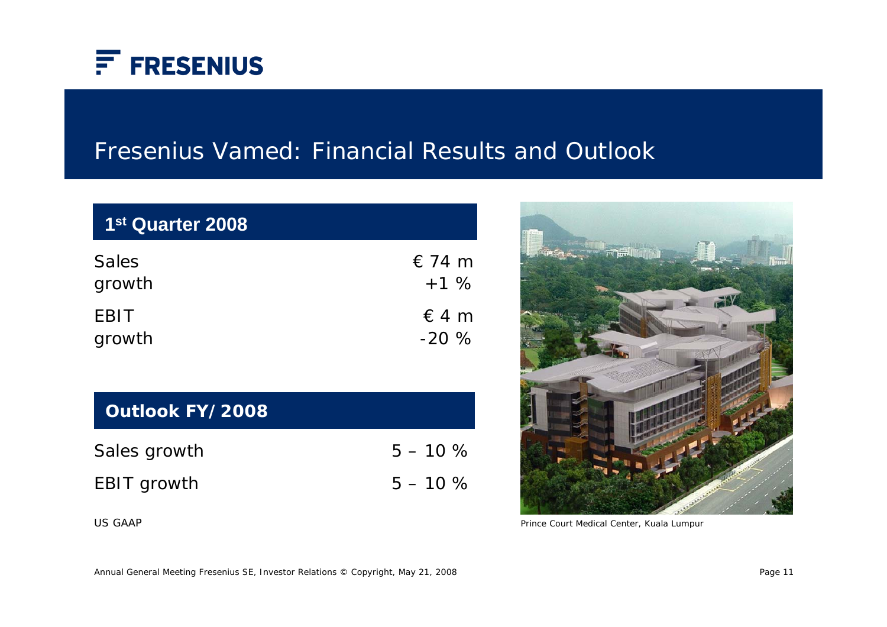# Fresenius Vamed: Financial Results and Outlook

| 1st Quarter 2008 | |
|---|---|
| Sales | € 74 m |
| growth | +1 % |
| EBIT | € 4 m |
| growth | -20 % |

| Outlook FY/2008 | |
|---|---|
| Sales growth | 5 – 10 % |
| EBIT growth | 5 – 10 % |

US GAAP

Prince Court Medical Center, Kuala Lumpur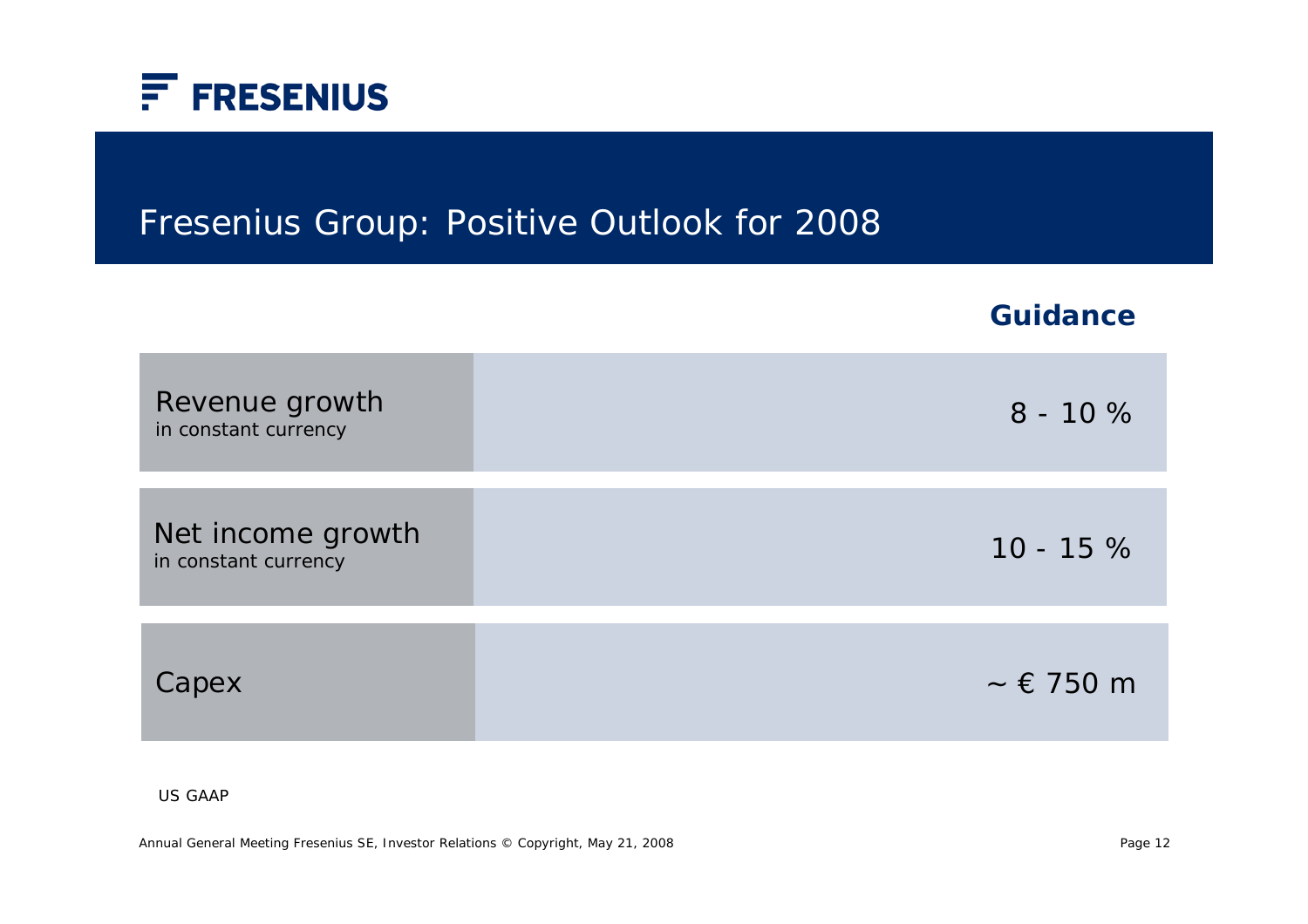# Fresenius Group: Positive Outlook for 2008

| | Guidance |
|---|---|
| Revenue growth<br>in constant currency | 8 - 10 % |
| Net income growth<br>in constant currency | 10 - 15 % |
| Capex | ~ € 750 m |

US GAAP

Annual General Meeting Fresenius SE, Investor Relations © Copyright, May 21, 2008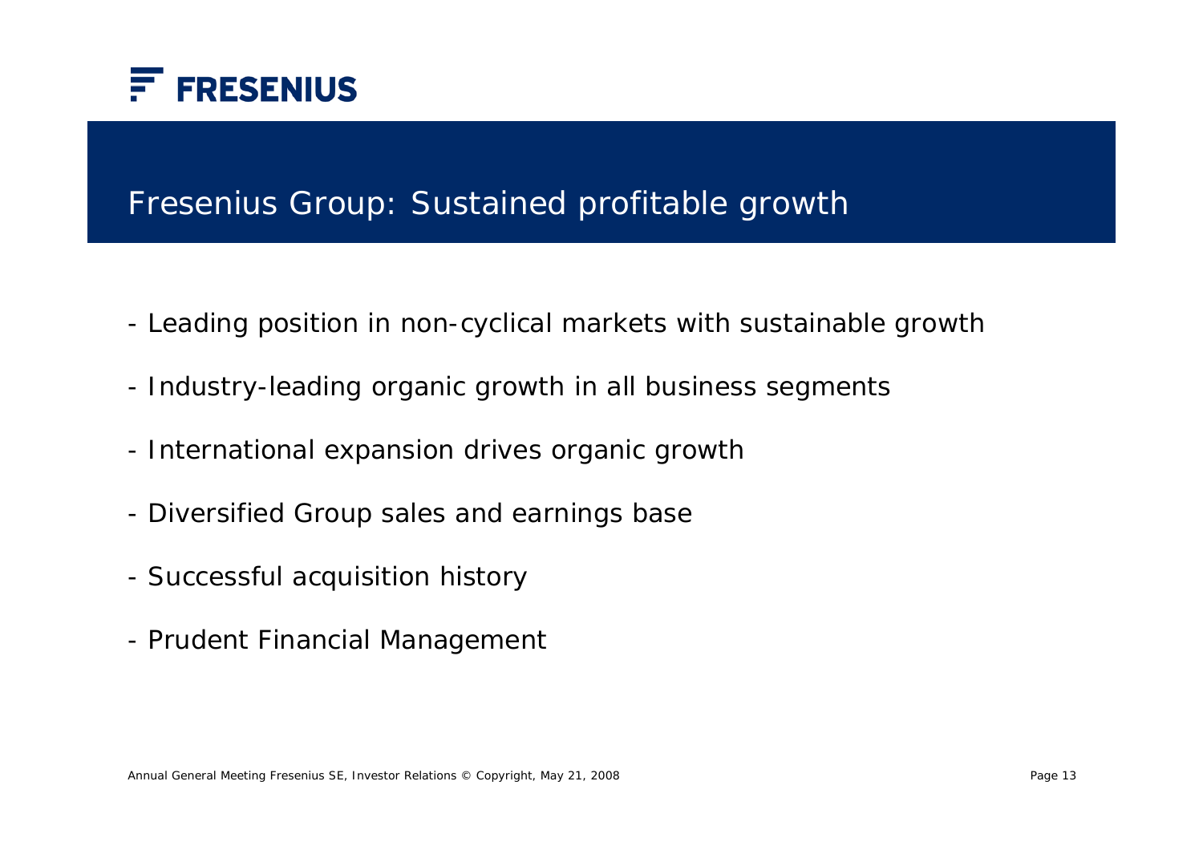# Fresenius Group: Sustained profitable growth

- Leading position in non-cyclical markets with sustainable growth
- Industry-leading organic growth in all business segments
- International expansion drives organic growth
- Diversified Group sales and earnings base
- Successful acquisition history
- Prudent Financial Management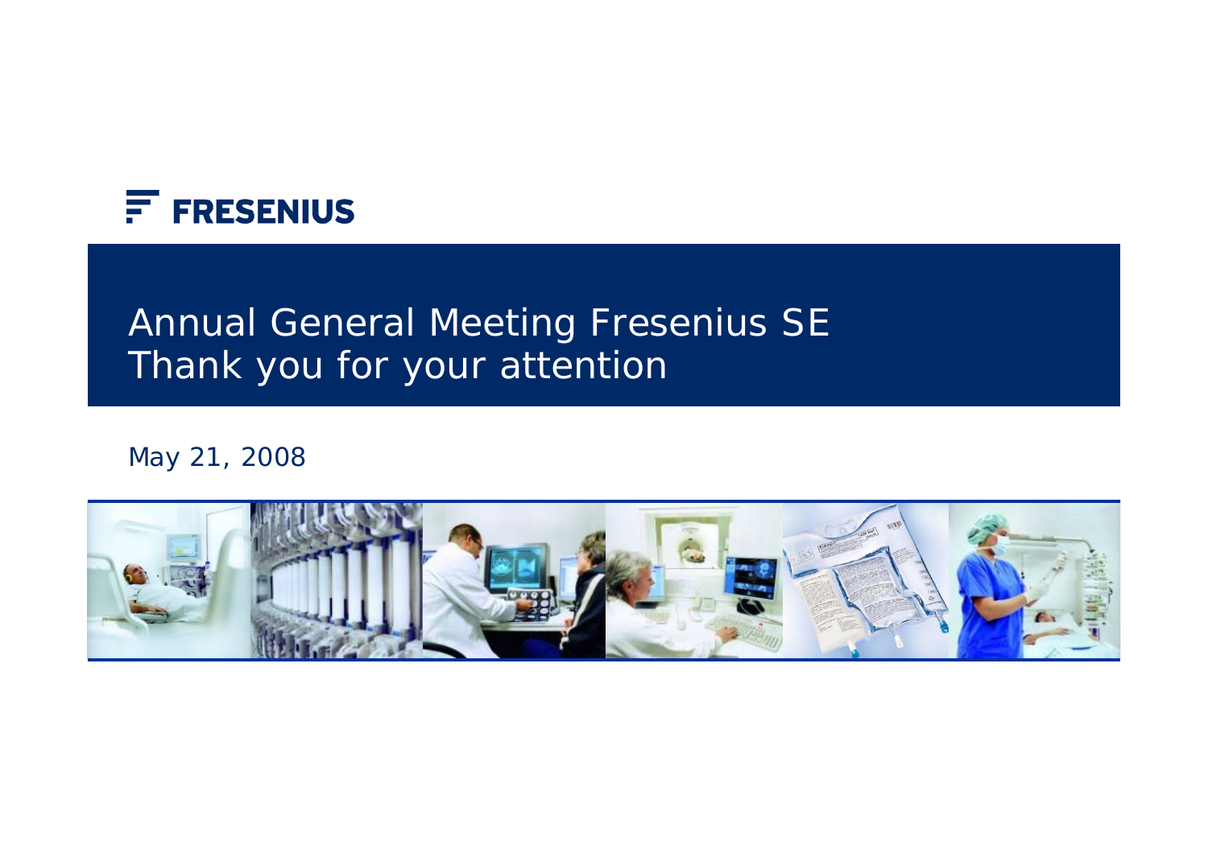FRESENIUS

# Annual General Meeting Fresenius SE
# Thank you for your attention

May 21, 2008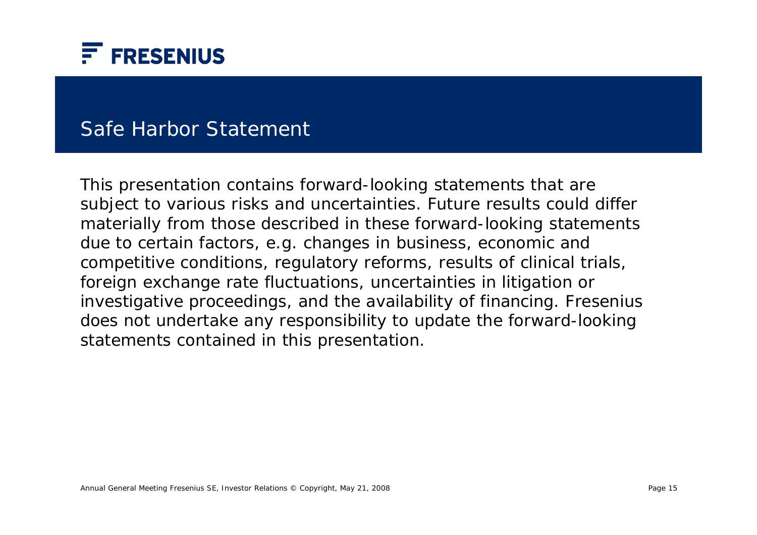FRESENIUS

# Safe Harbor Statement

This presentation contains forward-looking statements that are subject to various risks and uncertainties. Future results could differ materially from those described in these forward-looking statements due to certain factors, e.g. changes in business, economic and competitive conditions, regulatory reforms, results of clinical trials, foreign exchange rate fluctuations, uncertainties in litigation or investigative proceedings, and the availability of financing. Fresenius does not undertake any responsibility to update the forward-looking statements contained in this presentation.